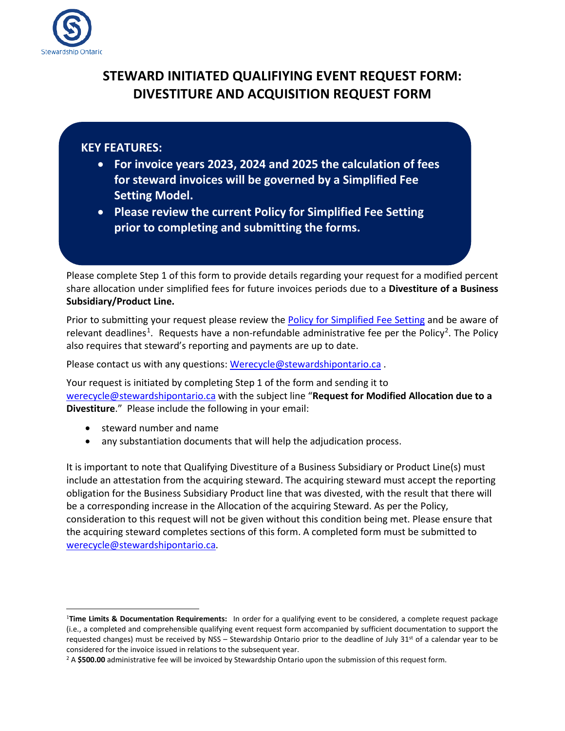# STEWARD INITIATED QUALIFIYING EVENT REQUEST FORM: DIVESTITURE AND ACQUISITION REQUEST FORM

**KEY FEATURES:**

- **For invoice years 2023, 2024 and 2025 the calculation of fees for steward invoices will be governed by a Simplified Fee Setting Model.**
- **Please review the current Policy for Simplified Fee Setting prior to completing and submitting the forms.**

Please complete Step 1 of this form to provide details regarding your request for a modified percent share allocation under simplified fees for future invoices periods due to a **Divestiture of a Business Subsidiary/Product Line.**

Prior to submitting your request please review the Policy for Simplified Fee Setting and be aware of relevant deadlines[1]. Requests have a non-refundable administrative fee per the Policy[2]. The Policy also requires that steward's reporting and payments are up to date.

Please contact us with any questions: Werecycle@stewardshipontario.ca .

Your request is initiated by completing Step 1 of the form and sending it to werecycle@stewardshipontario.ca with the subject line "**Request for Modified Allocation due to a Divestiture**." Please include the following in your email:

- steward number and name
- any substantiation documents that will help the adjudication process.

It is important to note that Qualifying Divestiture of a Business Subsidiary or Product Line(s) must include an attestation from the acquiring steward. The acquiring steward must accept the reporting obligation for the Business Subsidiary Product line that was divested, with the result that there will be a corresponding increase in the Allocation of the acquiring Steward. As per the Policy, consideration to this request will not be given without this condition being met. Please ensure that the acquiring steward completes sections of this form. A completed form must be submitted to werecycle@stewardshipontario.ca.

---

[1] **Time Limits & Documentation Requirements:** In order for a qualifying event to be considered, a complete request package (i.e., a completed and comprehensible qualifying event request form accompanied by sufficient documentation to support the requested changes) must be received by NSS – Stewardship Ontario prior to the deadline of July 31st of a calendar year to be considered for the invoice issued in relations to the subsequent year.

[2] A **$500.00** administrative fee will be invoiced by Stewardship Ontario upon the submission of this request form.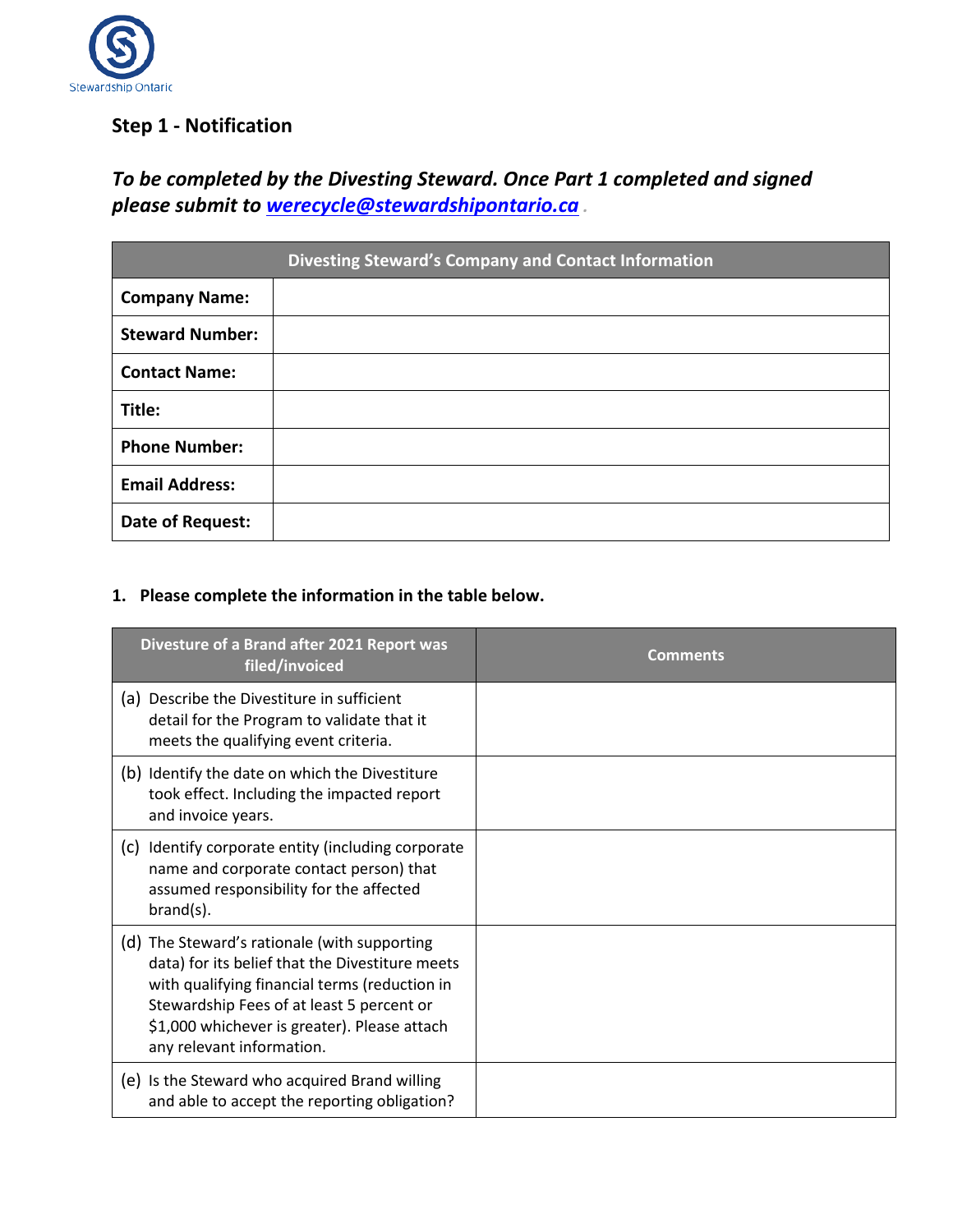## Step 1 - Notification

***To be completed by the Divesting Steward. Once Part 1 completed and signed please submit to [werecycle@stewardshipontario.ca](mailto:werecycle@stewardshipontario.ca) .***

| Divesting Steward's Company and Contact Information | |
|---|---|
| **Company Name:** | |
| **Steward Number:** | |
| **Contact Name:** | |
| **Title:** | |
| **Phone Number:** | |
| **Email Address:** | |
| **Date of Request:** | |

**1. Please complete the information in the table below.**

| Divesture of a Brand after 2021 Report was filed/invoiced | Comments |
|---|---|
| (a) Describe the Divestiture in sufficient detail for the Program to validate that it meets the qualifying event criteria. | |
| (b) Identify the date on which the Divestiture took effect. Including the impacted report and invoice years. | |
| (c) Identify corporate entity (including corporate name and corporate contact person) that assumed responsibility for the affected brand(s). | |
| (d) The Steward's rationale (with supporting data) for its belief that the Divestiture meets with qualifying financial terms (reduction in Stewardship Fees of at least 5 percent or $1,000 whichever is greater). Please attach any relevant information. | |
| (e) Is the Steward who acquired Brand willing and able to accept the reporting obligation? | |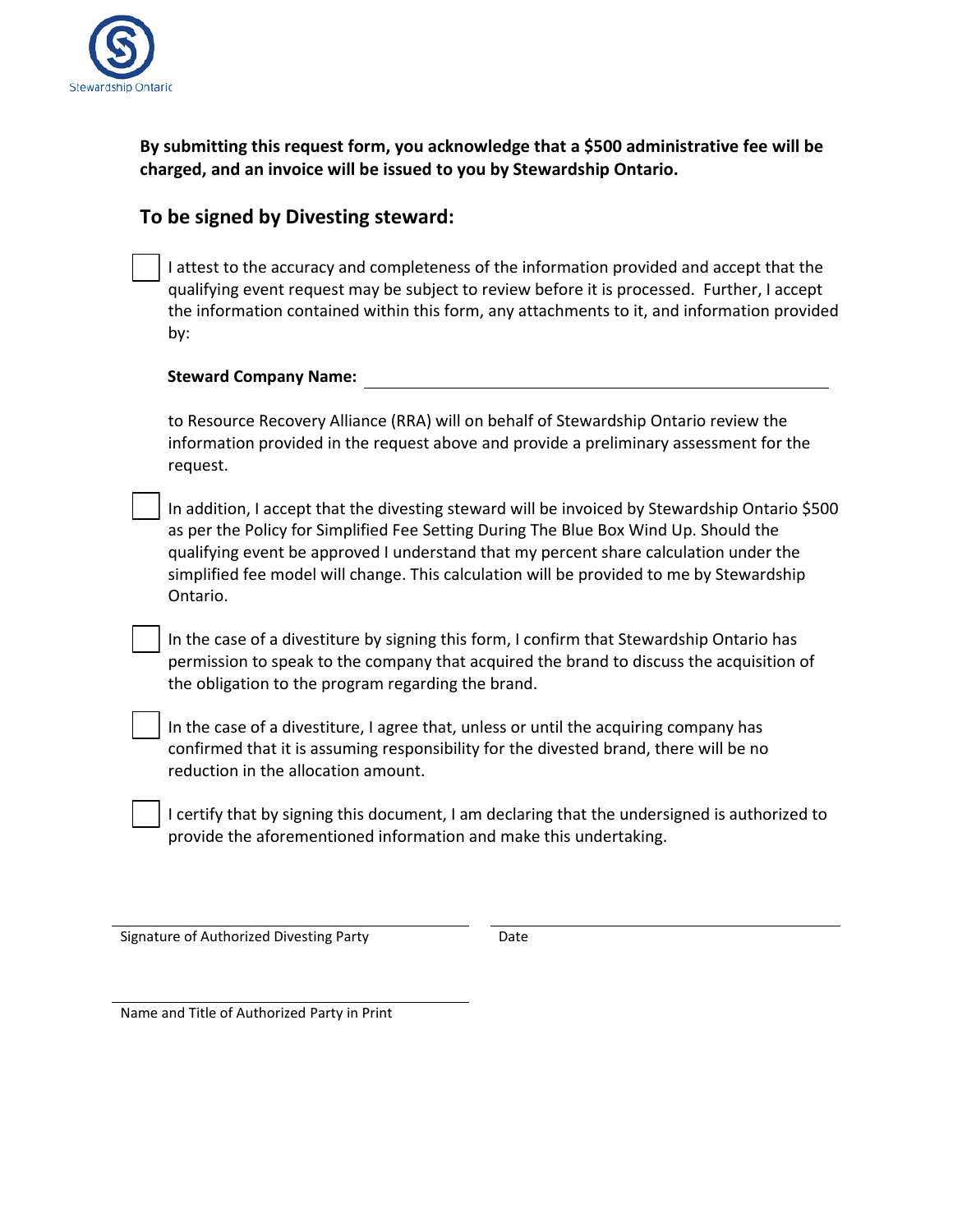Stewardship Ontario

**By submitting this request form, you acknowledge that a $500 administrative fee will be charged, and an invoice will be issued to you by Stewardship Ontario.**

## To be signed by Divesting steward:

- [ ] I attest to the accuracy and completeness of the information provided and accept that the qualifying event request may be subject to review before it is processed. Further, I accept the information contained within this form, any attachments to it, and information provided by:

  **Steward Company Name:** ____________________________________________

  to Resource Recovery Alliance (RRA) will on behalf of Stewardship Ontario review the information provided in the request above and provide a preliminary assessment for the request.

- [ ] In addition, I accept that the divesting steward will be invoiced by Stewardship Ontario $500 as per the Policy for Simplified Fee Setting During The Blue Box Wind Up. Should the qualifying event be approved I understand that my percent share calculation under the simplified fee model will change. This calculation will be provided to me by Stewardship Ontario.

- [ ] In the case of a divestiture by signing this form, I confirm that Stewardship Ontario has permission to speak to the company that acquired the brand to discuss the acquisition of the obligation to the program regarding the brand.

- [ ] In the case of a divestiture, I agree that, unless or until the acquiring company has confirmed that it is assuming responsibility for the divested brand, there will be no reduction in the allocation amount.

- [ ] I certify that by signing this document, I am declaring that the undersigned is authorized to provide the aforementioned information and make this undertaking.

________________________________________ &nbsp;&nbsp;&nbsp;&nbsp; ________________________________________
Signature of Authorized Divesting Party &nbsp;&nbsp;&nbsp;&nbsp; Date

________________________________________
Name and Title of Authorized Party in Print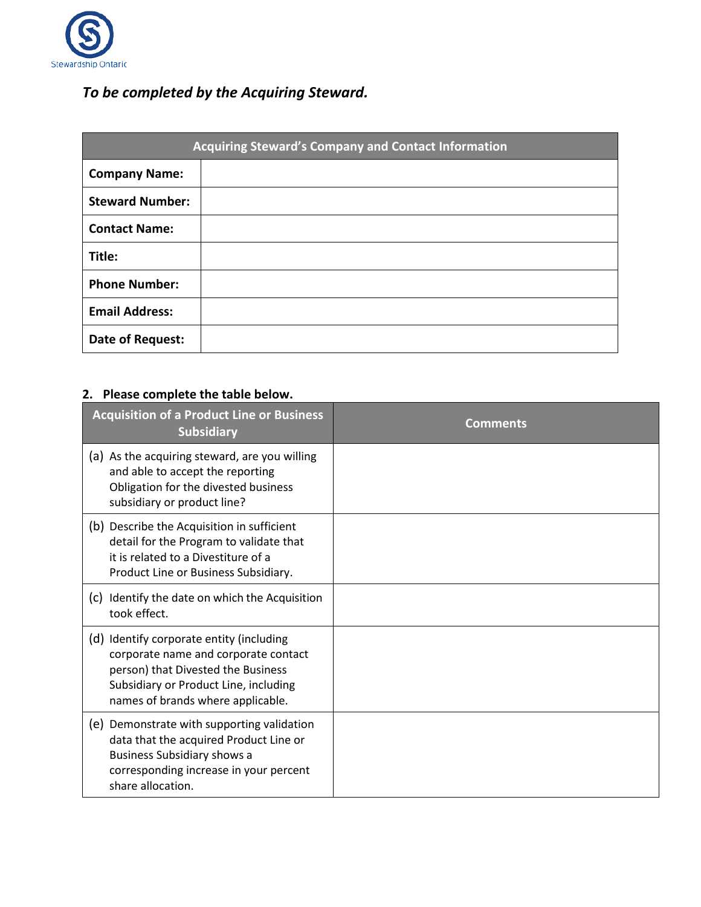*To be completed by the Acquiring Steward.*

| Acquiring Steward's Company and Contact Information | |
|---|---|
| **Company Name:** | |
| **Steward Number:** | |
| **Contact Name:** | |
| **Title:** | |
| **Phone Number:** | |
| **Email Address:** | |
| **Date of Request:** | |

**2. Please complete the table below.**

| Acquisition of a Product Line or Business Subsidiary | Comments |
|---|---|
| (a) As the acquiring steward, are you willing and able to accept the reporting Obligation for the divested business subsidiary or product line? | |
| (b) Describe the Acquisition in sufficient detail for the Program to validate that it is related to a Divestiture of a Product Line or Business Subsidiary. | |
| (c) Identify the date on which the Acquisition took effect. | |
| (d) Identify corporate entity (including corporate name and corporate contact person) that Divested the Business Subsidiary or Product Line, including names of brands where applicable. | |
| (e) Demonstrate with supporting validation data that the acquired Product Line or Business Subsidiary shows a corresponding increase in your percent share allocation. | |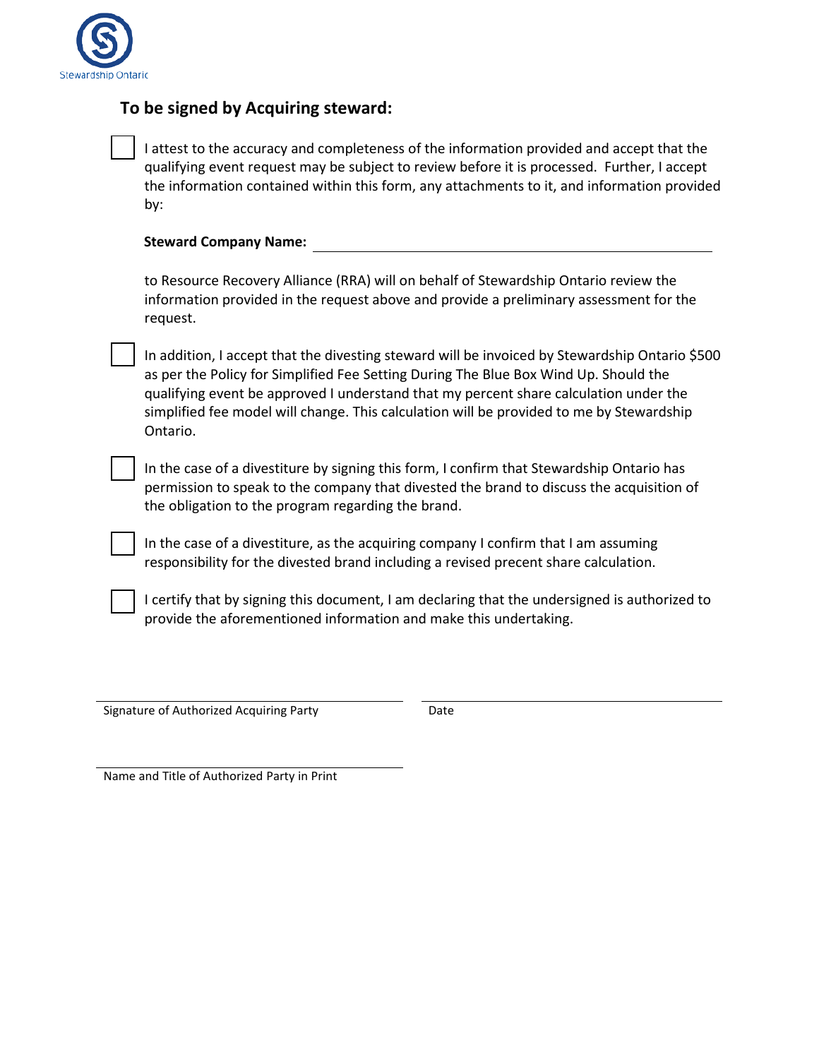## To be signed by Acquiring steward:

☐ I attest to the accuracy and completeness of the information provided and accept that the qualifying event request may be subject to review before it is processed. Further, I accept the information contained within this form, any attachments to it, and information provided by:

**Steward Company Name:** ______________________________

to Resource Recovery Alliance (RRA) will on behalf of Stewardship Ontario review the information provided in the request above and provide a preliminary assessment for the request.

☐ In addition, I accept that the divesting steward will be invoiced by Stewardship Ontario $500 as per the Policy for Simplified Fee Setting During The Blue Box Wind Up. Should the qualifying event be approved I understand that my percent share calculation under the simplified fee model will change. This calculation will be provided to me by Stewardship Ontario.

☐ In the case of a divestiture by signing this form, I confirm that Stewardship Ontario has permission to speak to the company that divested the brand to discuss the acquisition of the obligation to the program regarding the brand.

☐ In the case of a divestiture, as the acquiring company I confirm that I am assuming responsibility for the divested brand including a revised precent share calculation.

☐ I certify that by signing this document, I am declaring that the undersigned is authorized to provide the aforementioned information and make this undertaking.

______________________________ ______________________________
Signature of Authorized Acquiring Party Date

______________________________
Name and Title of Authorized Party in Print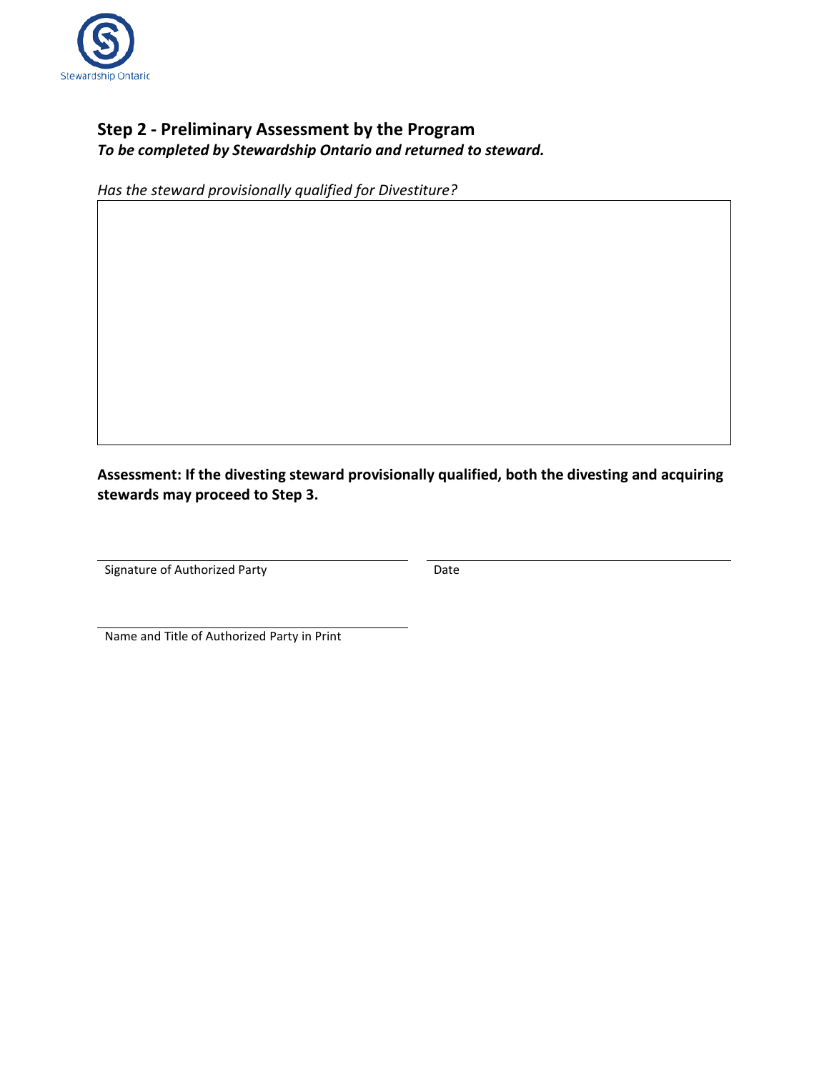## Step 2 - Preliminary Assessment by the Program

***To be completed by Stewardship Ontario and returned to steward.***

*Has the steward provisionally qualified for Divestiture?*

**Assessment: If the divesting steward provisionally qualified, both the divesting and acquiring stewards may proceed to Step 3.**

Signature of Authorized Party

Date

Name and Title of Authorized Party in Print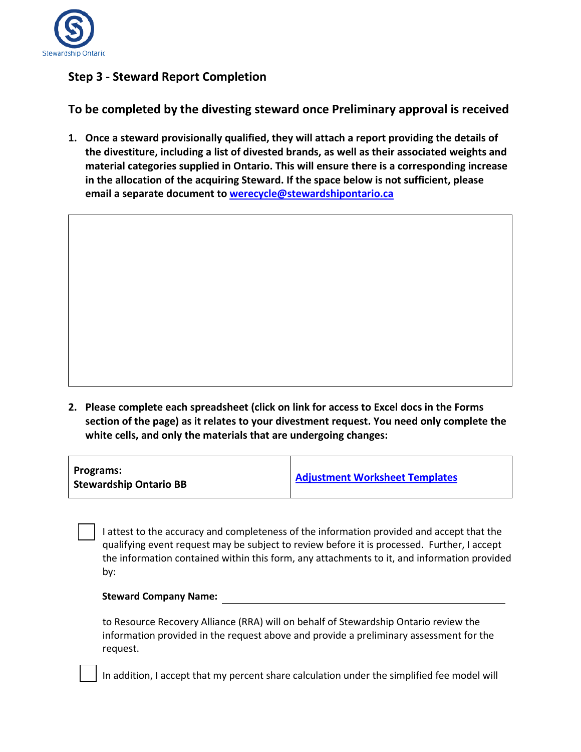## Step 3 - Steward Report Completion

### To be completed by the divesting steward once Preliminary approval is received

1. **Once a steward provisionally qualified, they will attach a report providing the details of the divestiture, including a list of divested brands, as well as their associated weights and material categories supplied in Ontario. This will ensure there is a corresponding increase in the allocation of the acquiring Steward. If the space below is not sufficient, please email a separate document to [werecycle@stewardshipontario.ca](mailto:werecycle@stewardshipontario.ca)**

2. **Please complete each spreadsheet (click on link for access to Excel docs in the Forms section of the page) as it relates to your divestment request. You need only complete the white cells, and only the materials that are undergoing changes:**

| **Programs:**<br>**Stewardship Ontario BB** | [Adjustment Worksheet Templates]() |
|---|---|

☐ I attest to the accuracy and completeness of the information provided and accept that the qualifying event request may be subject to review before it is processed. Further, I accept the information contained within this form, any attachments to it, and information provided by:

**Steward Company Name:** ______________________________

to Resource Recovery Alliance (RRA) will on behalf of Stewardship Ontario review the information provided in the request above and provide a preliminary assessment for the request.

☐ In addition, I accept that my percent share calculation under the simplified fee model will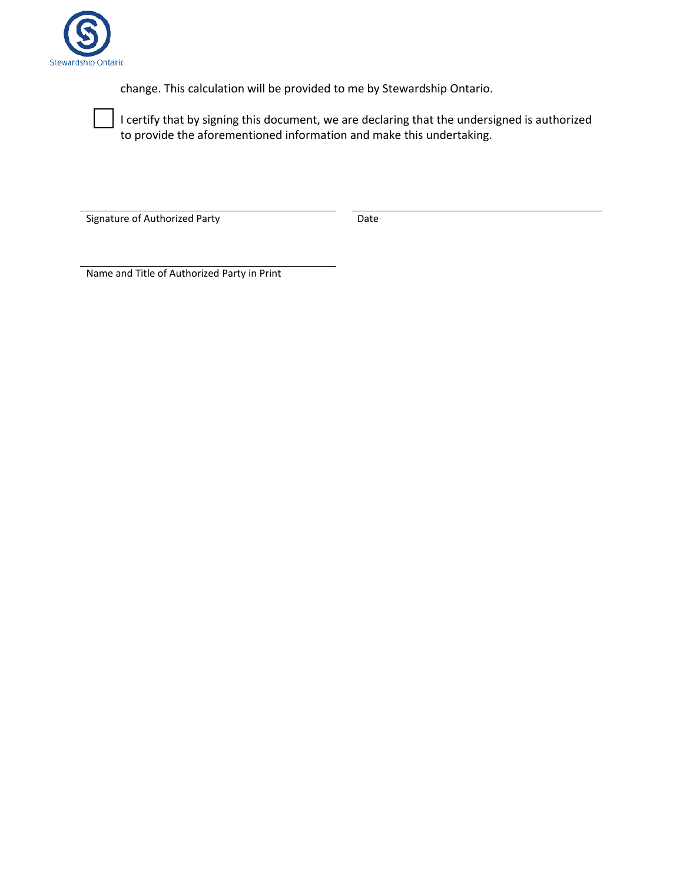change. This calculation will be provided to me by Stewardship Ontario.

☐ I certify that by signing this document, we are declaring that the undersigned is authorized to provide the aforementioned information and make this undertaking.

\_\_\_\_\_\_\_\_\_\_\_\_\_\_\_\_\_\_\_\_\_\_\_\_\_\_\_\_\_\_\_\_\_\_\_\_\_\_\_\_\_\_\_\_
Signature of Authorized Party

\_\_\_\_\_\_\_\_\_\_\_\_\_\_\_\_\_\_\_\_\_\_\_\_\_\_\_\_\_\_\_\_\_\_\_\_\_\_\_\_\_\_\_\_
Date

\_\_\_\_\_\_\_\_\_\_\_\_\_\_\_\_\_\_\_\_\_\_\_\_\_\_\_\_\_\_\_\_\_\_\_\_\_\_\_\_\_\_\_\_
Name and Title of Authorized Party in Print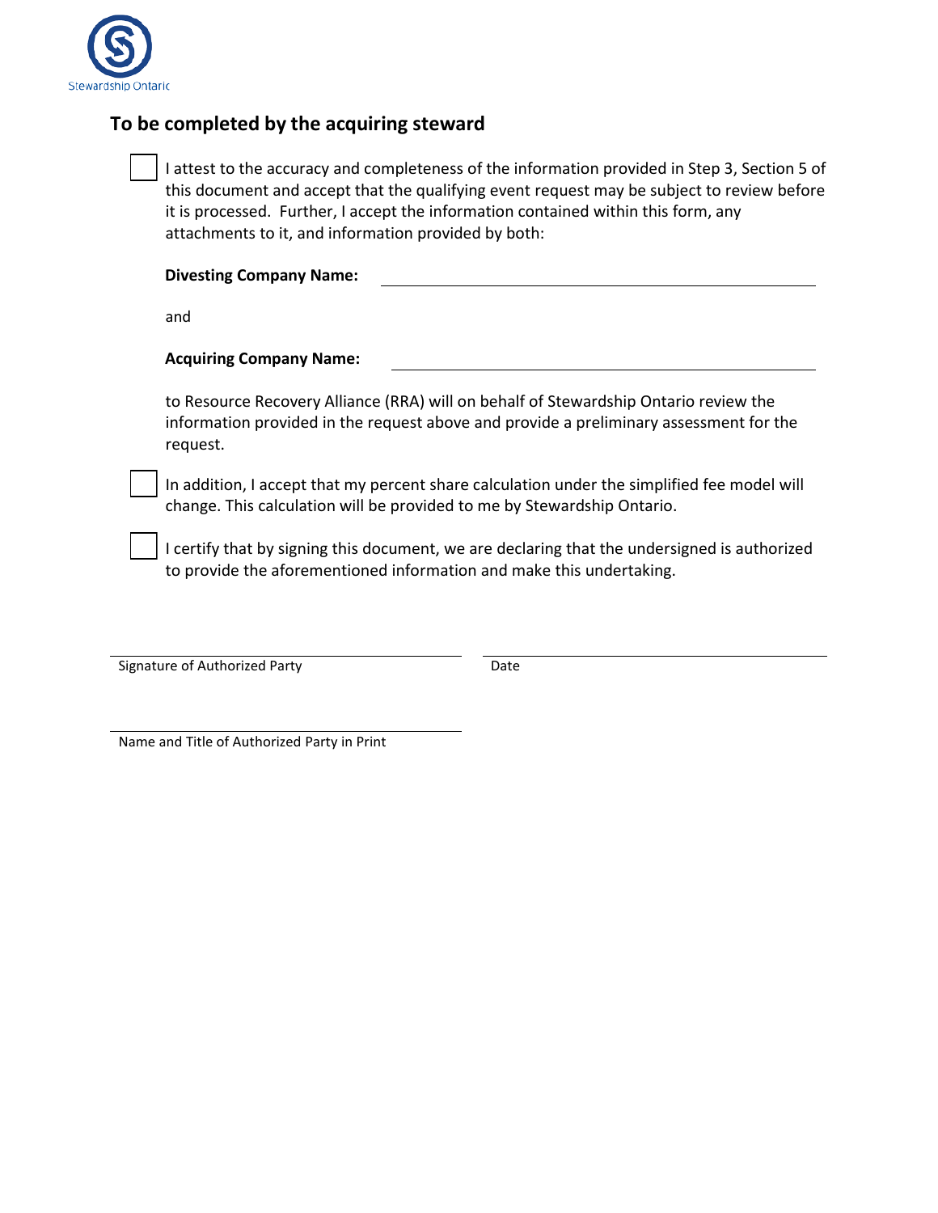Stewardship Ontario

## To be completed by the acquiring steward

- [ ] I attest to the accuracy and completeness of the information provided in Step 3, Section 5 of this document and accept that the qualifying event request may be subject to review before it is processed. Further, I accept the information contained within this form, any attachments to it, and information provided by both:

  **Divesting Company Name:** ______________________________

  and

  **Acquiring Company Name:** ______________________________

  to Resource Recovery Alliance (RRA) will on behalf of Stewardship Ontario review the information provided in the request above and provide a preliminary assessment for the request.

- [ ] In addition, I accept that my percent share calculation under the simplified fee model will change. This calculation will be provided to me by Stewardship Ontario.

- [ ] I certify that by signing this document, we are declaring that the undersigned is authorized to provide the aforementioned information and make this undertaking.

______________________________ ______________________________
Signature of Authorized Party Date

______________________________
Name and Title of Authorized Party in Print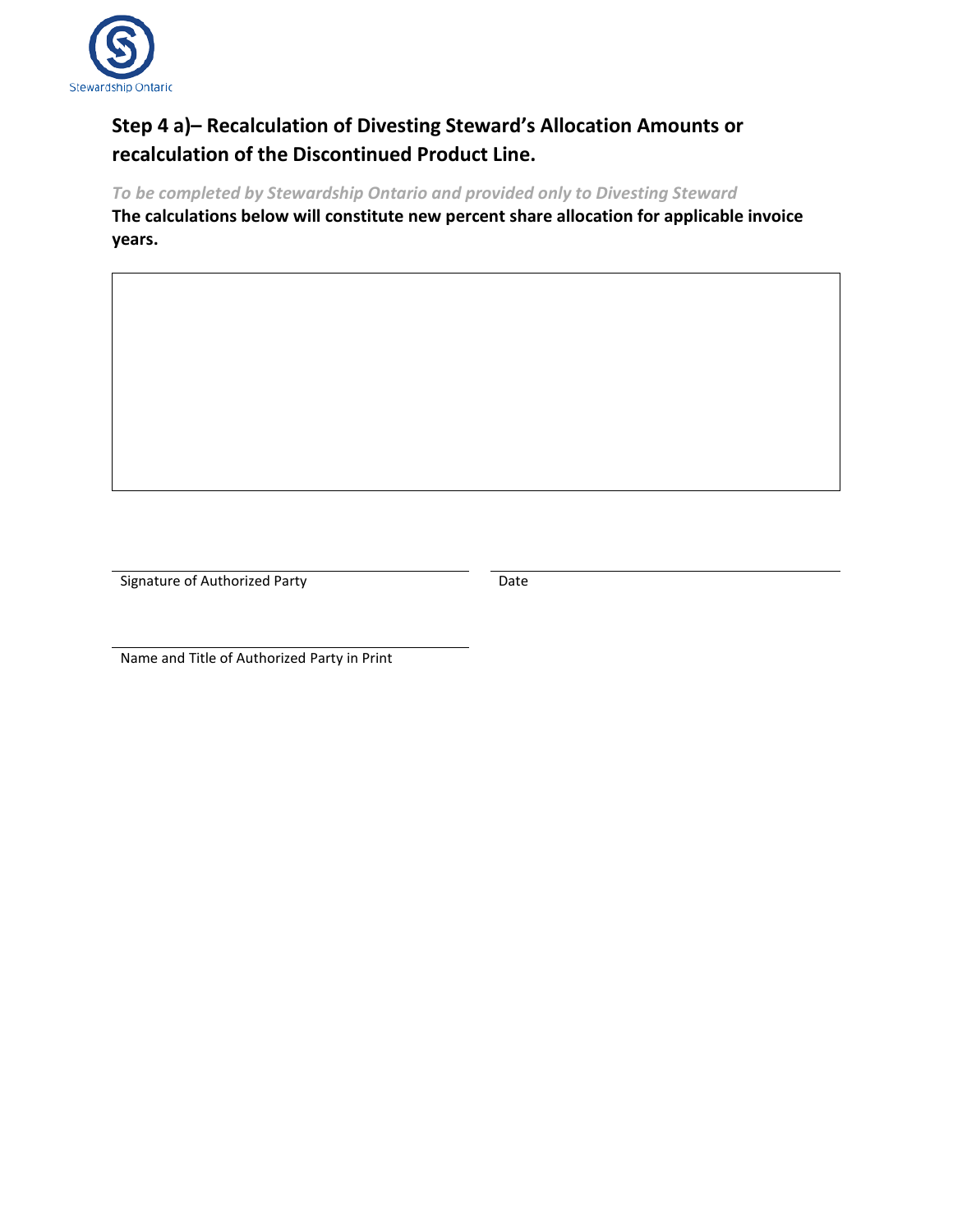## Step 4 a)– Recalculation of Divesting Steward's Allocation Amounts or recalculation of the Discontinued Product Line.

*To be completed by Stewardship Ontario and provided only to Divesting Steward*

**The calculations below will constitute new percent share allocation for applicable invoice years.**

| |
|---|
| |

Signature of Authorized Party

Date

Name and Title of Authorized Party in Print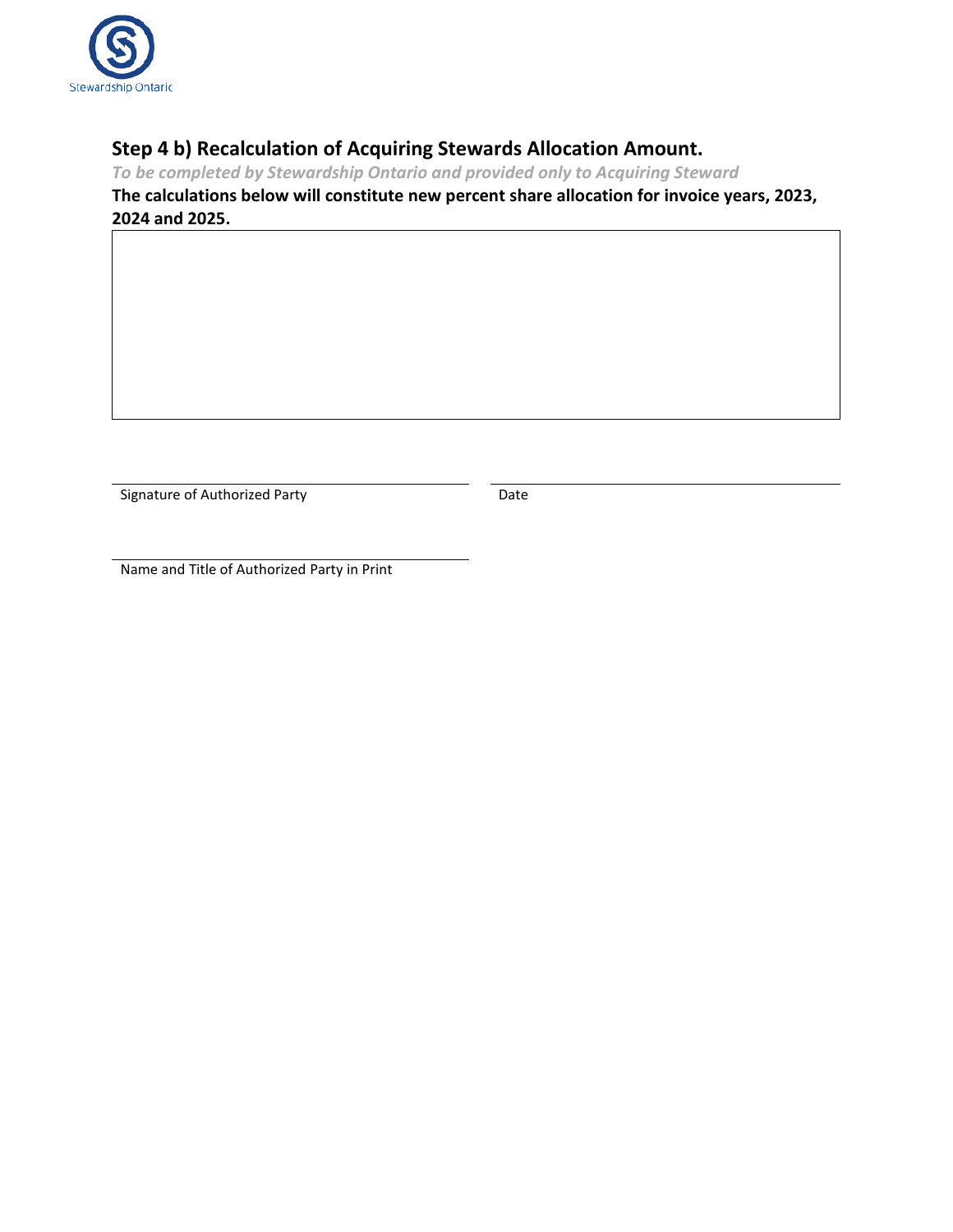## Step 4 b) Recalculation of Acquiring Stewards Allocation Amount.

*To be completed by Stewardship Ontario and provided only to Acquiring Steward*

**The calculations below will constitute new percent share allocation for invoice years, 2023, 2024 and 2025.**

| |
|---|
| |

Signature of Authorized Party

Date

Name and Title of Authorized Party in Print